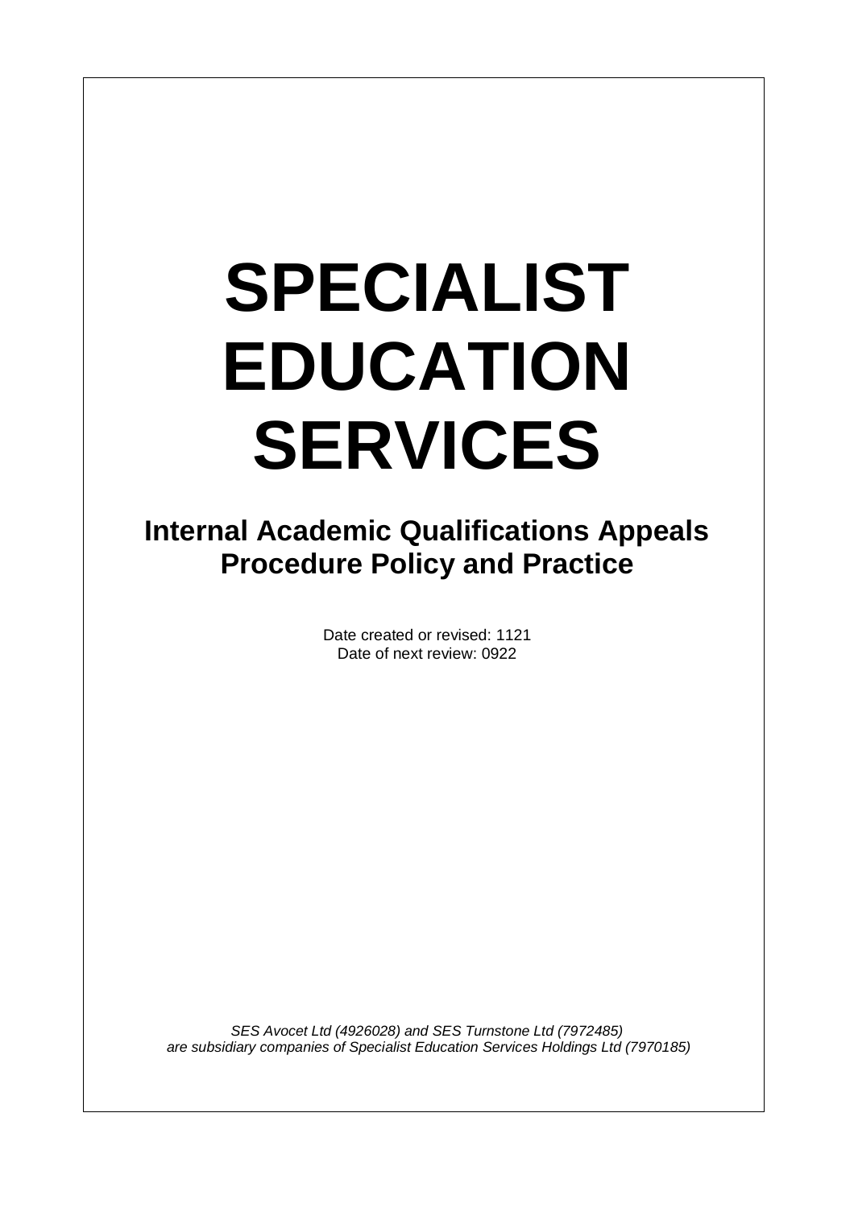# SPECIALIST EDUCATION SERVICES

## Internal Academic Qualifications Appeals Procedure Policy and Practice

Date created or revised: 1121
Date of next review: 0922

*SES Avocet Ltd (4926028) and SES Turnstone Ltd (7972485) are subsidiary companies of Specialist Education Services Holdings Ltd (7970185)*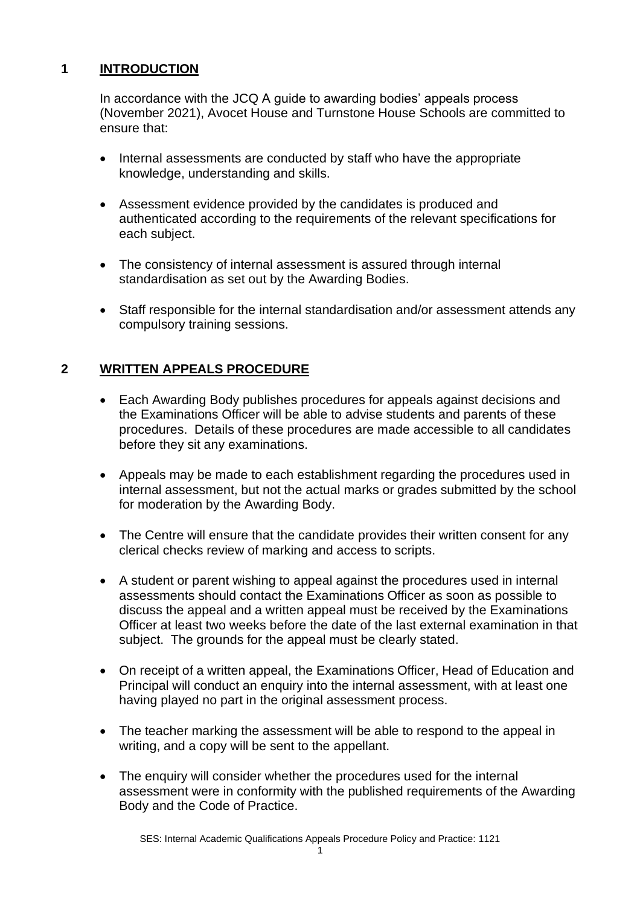## 1 INTRODUCTION

In accordance with the JCQ A guide to awarding bodies' appeals process (November 2021), Avocet House and Turnstone House Schools are committed to ensure that:

- Internal assessments are conducted by staff who have the appropriate knowledge, understanding and skills.
- Assessment evidence provided by the candidates is produced and authenticated according to the requirements of the relevant specifications for each subject.
- The consistency of internal assessment is assured through internal standardisation as set out by the Awarding Bodies.
- Staff responsible for the internal standardisation and/or assessment attends any compulsory training sessions.

## 2 WRITTEN APPEALS PROCEDURE

- Each Awarding Body publishes procedures for appeals against decisions and the Examinations Officer will be able to advise students and parents of these procedures. Details of these procedures are made accessible to all candidates before they sit any examinations.
- Appeals may be made to each establishment regarding the procedures used in internal assessment, but not the actual marks or grades submitted by the school for moderation by the Awarding Body.
- The Centre will ensure that the candidate provides their written consent for any clerical checks review of marking and access to scripts.
- A student or parent wishing to appeal against the procedures used in internal assessments should contact the Examinations Officer as soon as possible to discuss the appeal and a written appeal must be received by the Examinations Officer at least two weeks before the date of the last external examination in that subject. The grounds for the appeal must be clearly stated.
- On receipt of a written appeal, the Examinations Officer, Head of Education and Principal will conduct an enquiry into the internal assessment, with at least one having played no part in the original assessment process.
- The teacher marking the assessment will be able to respond to the appeal in writing, and a copy will be sent to the appellant.
- The enquiry will consider whether the procedures used for the internal assessment were in conformity with the published requirements of the Awarding Body and the Code of Practice.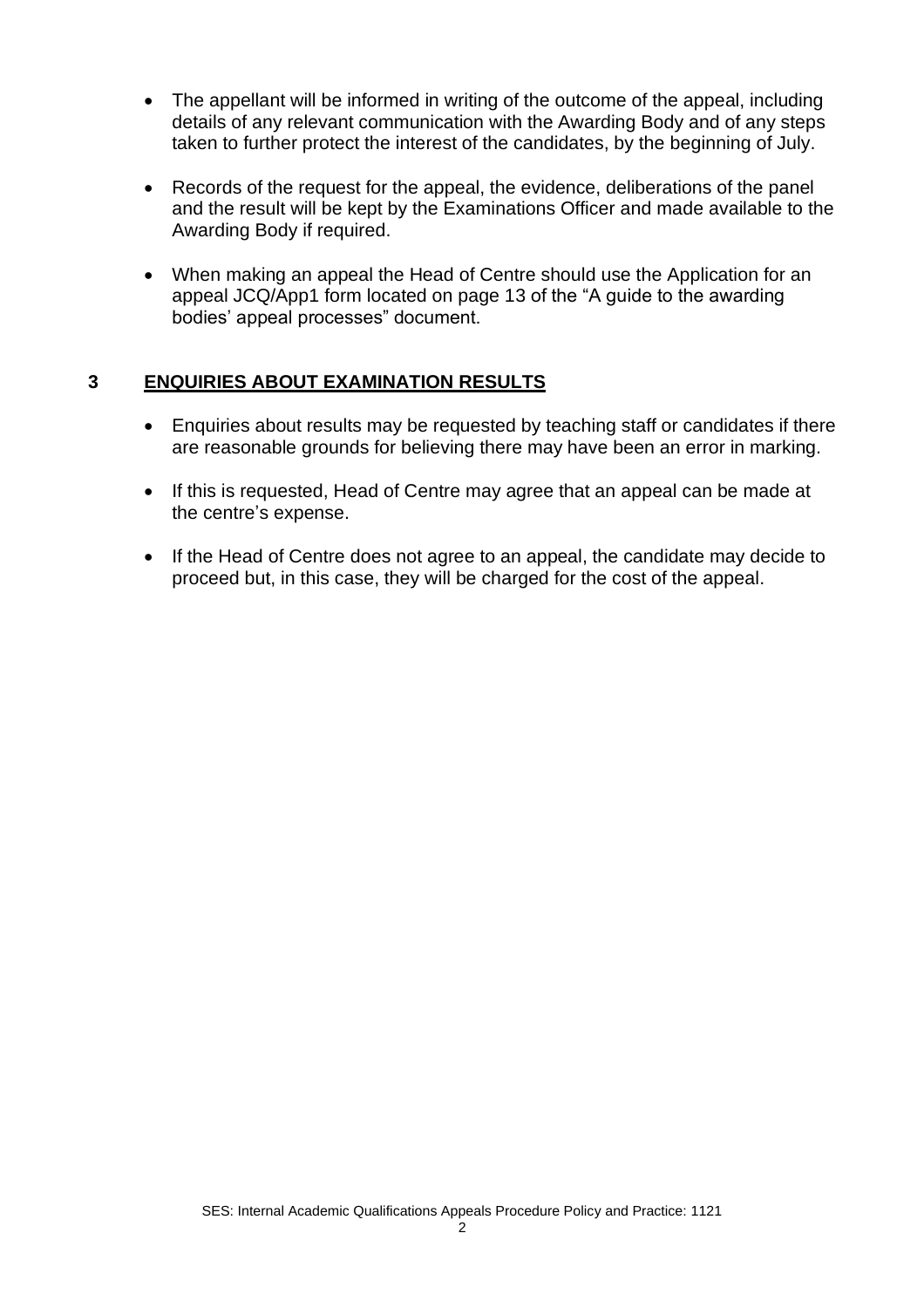- The appellant will be informed in writing of the outcome of the appeal, including details of any relevant communication with the Awarding Body and of any steps taken to further protect the interest of the candidates, by the beginning of July.

- Records of the request for the appeal, the evidence, deliberations of the panel and the result will be kept by the Examinations Officer and made available to the Awarding Body if required.

- When making an appeal the Head of Centre should use the Application for an appeal JCQ/App1 form located on page 13 of the "A guide to the awarding bodies' appeal processes" document.

## 3 ENQUIRIES ABOUT EXAMINATION RESULTS

- Enquiries about results may be requested by teaching staff or candidates if there are reasonable grounds for believing there may have been an error in marking.

- If this is requested, Head of Centre may agree that an appeal can be made at the centre's expense.

- If the Head of Centre does not agree to an appeal, the candidate may decide to proceed but, in this case, they will be charged for the cost of the appeal.